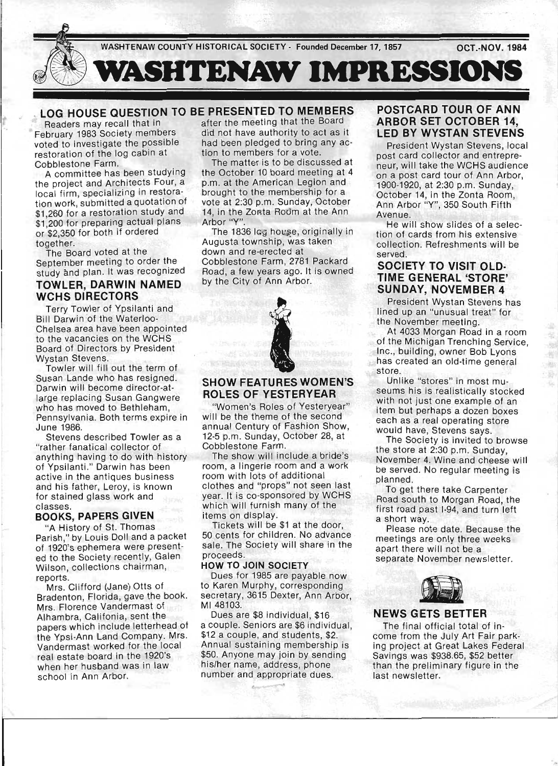WASHTENAW COUNTY HISTORICAL SOCIETY - Founded December 17, 1857 — OCT.-NOV. 1984

# WASHTENAW IMPRESSIONS

## LOG HOUSE QUESTION TO BE PRESENTED TO MEMBERS

Readers may recall that in February 1983 Society members voted to investigate the possible restoration of the log cabin at Cobblestone Farm.

A committee has been studying the project and Architects Four, a local firm, specializing in restoration work, submitted a quotation of $1,260 for a restoration study and $1,200 for preparing actual plans or $2,350 for both if ordered together.

The Board voted at the September meeting to order the study and plan. It was recognized after the meeting that the Board did not have authority to act as it had been pledged to bring any action to members for a vote.

The matter is to be discussed at the October 10 board meeting at 4 p.m. at the American Legion and brought to the membership for a vote at 2:30 p.m. Sunday, October 14, in the Zonta Room at the Ann Arbor "Y".

The 1836 log house, originally in Augusta township, was taken down and re-erected at Cobblestone Farm, 2781 Packard Road, a few years ago. It is owned by the City of Ann Arbor.

## TOWLER, DARWIN NAMED WCHS DIRECTORS

Terry Towler of Ypsilanti and Bill Darwin of the Waterloo-Chelsea area have been appointed to the vacancies on the WCHS Board of Directors by President Wystan Stevens.

Towler will fill out the term of Susan Lande who has resigned. Darwin will become director-at-large replacing Susan Gangwere who has moved to Bethleham, Pennsylvania. Both terms expire in June 1986.

Stevens described Towler as a "rather fanatical collector of anything having to do with history of Ypsilanti." Darwin has been active in the antiques business and his father, Leroy, is known for stained glass work and classes.

## BOOKS, PAPERS GIVEN

"A History of St. Thomas Parish," by Louis Doll and a packet of 1920's ephemera were presented to the Society recently, Galen Wilson, collections chairman, reports.

Mrs. Clifford (Jane) Otts of Bradenton, Florida, gave the book. Mrs. Florence Vandermast of Alhambra, Califonia, sent the papers which include letterhead of the Ypsi-Ann Land Company. Mrs. Vandermast worked for the local real estate board in the 1920's when her husband was in law school in Ann Arbor.

## SHOW FEATURES WOMEN'S ROLES OF YESTERYEAR

"Women's Roles of Yesteryear" will be the theme of the second annual Century of Fashion Show, 12-5 p.m. Sunday, October 28, at Cobblestone Farm.

The show will include a bride's room, a lingerie room and a work room with lots of additional clothes and "props" not seen last year. It is co-sponsored by WCHS which will furnish many of the items on display.

Tickets will be $1 at the door, 50 cents for children. No advance sale. The Society will share in the proceeds.

### HOW TO JOIN SOCIETY

Dues for 1985 are payable now to Karen Murphy, corresponding secretary, 3615 Dexter, Ann Arbor, MI 48103.

Dues are $8 individual, $16 a couple. Seniors are $6 individual, $12 a couple, and students, $2. Annual sustaining membership is $50. Anyone may join by sending his/her name, address, phone number and appropriate dues.

## POSTCARD TOUR OF ANN ARBOR SET OCTOBER 14, LED BY WYSTAN STEVENS

President Wystan Stevens, local post card collector and entrepreneur, will take the WCHS audience on a post card tour of Ann Arbor, 1900-1920, at 2:30 p.m. Sunday, October 14, in the Zonta Room, Ann Arbor "Y", 350 South Fifth Avenue.

He will show slides of a selection of cards from his extensive collection. Refreshments will be served.

## SOCIETY TO VISIT OLD-TIME GENERAL 'STORE' SUNDAY, NOVEMBER 4

President Wystan Stevens has lined up an "unusual treat" for the November meeting.

At 4033 Morgan Road in a room of the Michigan Trenching Service, Inc., building, owner Bob Lyons has created an old-time general store.

Unlike "stores" in most museums his is realistically stocked with not just one example of an item but perhaps a dozen boxes each as a real operating store would have, Stevens says.

The Society is invited to browse the store at 2:30 p.m. Sunday, November 4. Wine and cheese will be served. No regular meeting is planned.

To get there take Carpenter Road south to Morgan Road, the first road past I-94, and turn left a short way.

Please note date. Because the meetings are only three weeks apart there will not be a separate November newsletter.

## NEWS GETS BETTER

The final official total of income from the July Art Fair parking project at Great Lakes Federal Savings was $938.65, $52 better than the preliminary figure in the last newsletter.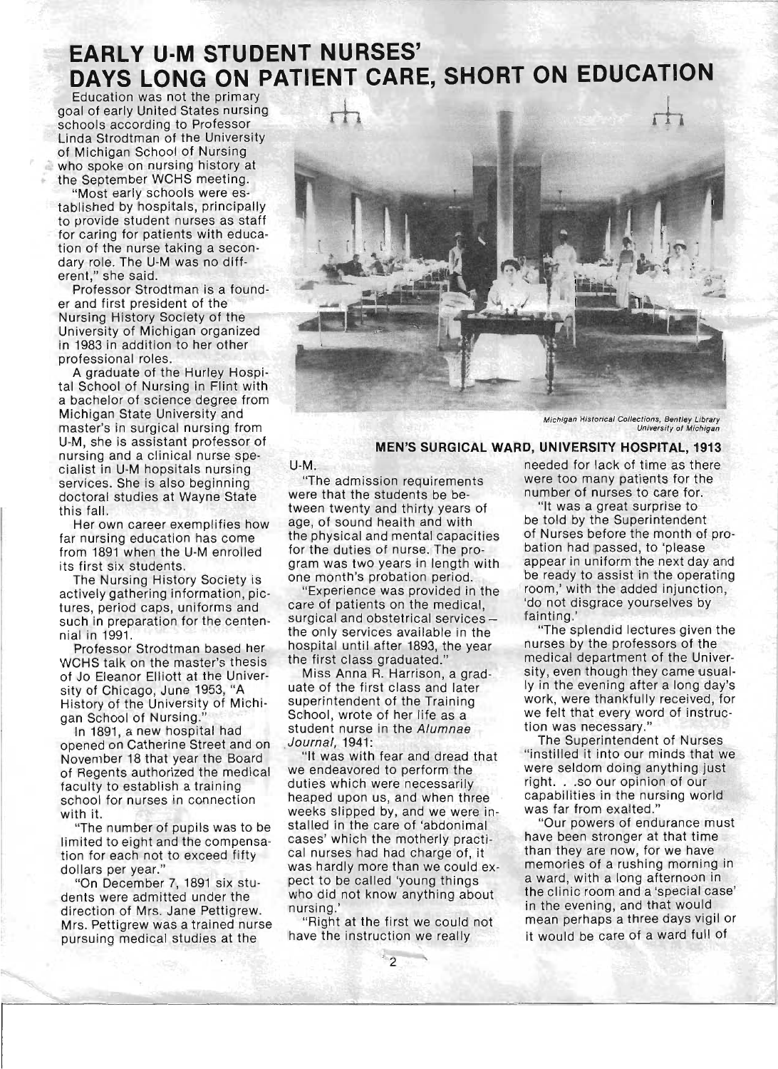# EARLY U-M STUDENT NURSES' DAYS LONG ON PATIENT CARE, SHORT ON EDUCATION

Education was not the primary goal of early United States nursing schools according to Professor Linda Strodtman of the University of Michigan School of Nursing who spoke on nursing history at the September WCHS meeting.

"Most early schools were established by hospitals, principally to provide student nurses as staff for caring for patients with education of the nurse taking a secondary role. The U-M was no different," she said.

Professor Strodtman is a founder and first president of the Nursing History Society of the University of Michigan organized in 1983 in addition to her other professional roles.

A graduate of the Hurley Hospital School of Nursing in Flint with a bachelor of science degree from Michigan State University and master's in surgical nursing from U-M, she is assistant professor of nursing and a clinical nurse specialist in U-M hopsitals nursing services. She is also beginning doctoral studies at Wayne State this fall.

Her own career exemplifies how far nursing education has come from 1891 when the U-M enrolled its first six students.

The Nursing History Society is actively gathering information, pictures, period caps, uniforms and such in preparation for the centennial in 1991.

Professor Strodtman based her WCHS talk on the master's thesis of Jo Eleanor Elliott at the University of Chicago, June 1953, "A History of the University of Michigan School of Nursing."

In 1891, a new hospital had opened on Catherine Street and on November 18 that year the Board of Regents authorized the medical faculty to establish a training school for nurses in connection with it.

"The number of pupils was to be limited to eight and the compensation for each not to exceed fifty dollars per year."

"On December 7, 1891 six students were admitted under the direction of Mrs. Jane Pettigrew. Mrs. Pettigrew was a trained nurse pursuing medical studies at the U-M.

"The admission requirements were that the students be between twenty and thirty years of age, of sound health and with the physical and mental capacities for the duties of nurse. The program was two years in length with one month's probation period.

"Experience was provided in the care of patients on the medical, surgical and obstetrical services – the only services available in the hospital until after 1893, the year the first class graduated."

Miss Anna R. Harrison, a graduate of the first class and later superintendent of the Training School, wrote of her life as a student nurse in the *Alumnae Journal*, 1941:

"It was with fear and dread that we endeavored to perform the duties which were necessarily heaped upon us, and when three weeks slipped by, and we were installed in the care of 'abdonimal cases' which the motherly practical nurses had had charge of, it was hardly more than we could expect to be called 'young things who did not know anything about nursing.'

"Right at the first we could not have the instruction we really needed for lack of time as there were too many patients for the number of nurses to care for.

"It was a great surprise to be told by the Superintendent of Nurses before the month of probation had passed, to 'please appear in uniform the next day and be ready to assist in the operating room,' with the added injunction, 'do not disgrace yourselves by fainting.'

"The splendid lectures given the nurses by the professors of the medical department of the University, even though they came usually in the evening after a long day's work, were thankfully received, for we felt that every word of instruction was necessary."

The Superintendent of Nurses "instilled it into our minds that we were seldom doing anything just right. . .so our opinion of our capabilities in the nursing world was far from exalted."

"Our powers of endurance must have been stronger at that time than they are now, for we have memories of a rushing morning in a ward, with a long afternoon in the clinic room and a 'special case' in the evening, and that would mean perhaps a three days vigil or it would be care of a ward full of

*Michigan Historical Collections, Bentley Library University of Michigan*

**MEN'S SURGICAL WARD, UNIVERSITY HOSPITAL, 1913**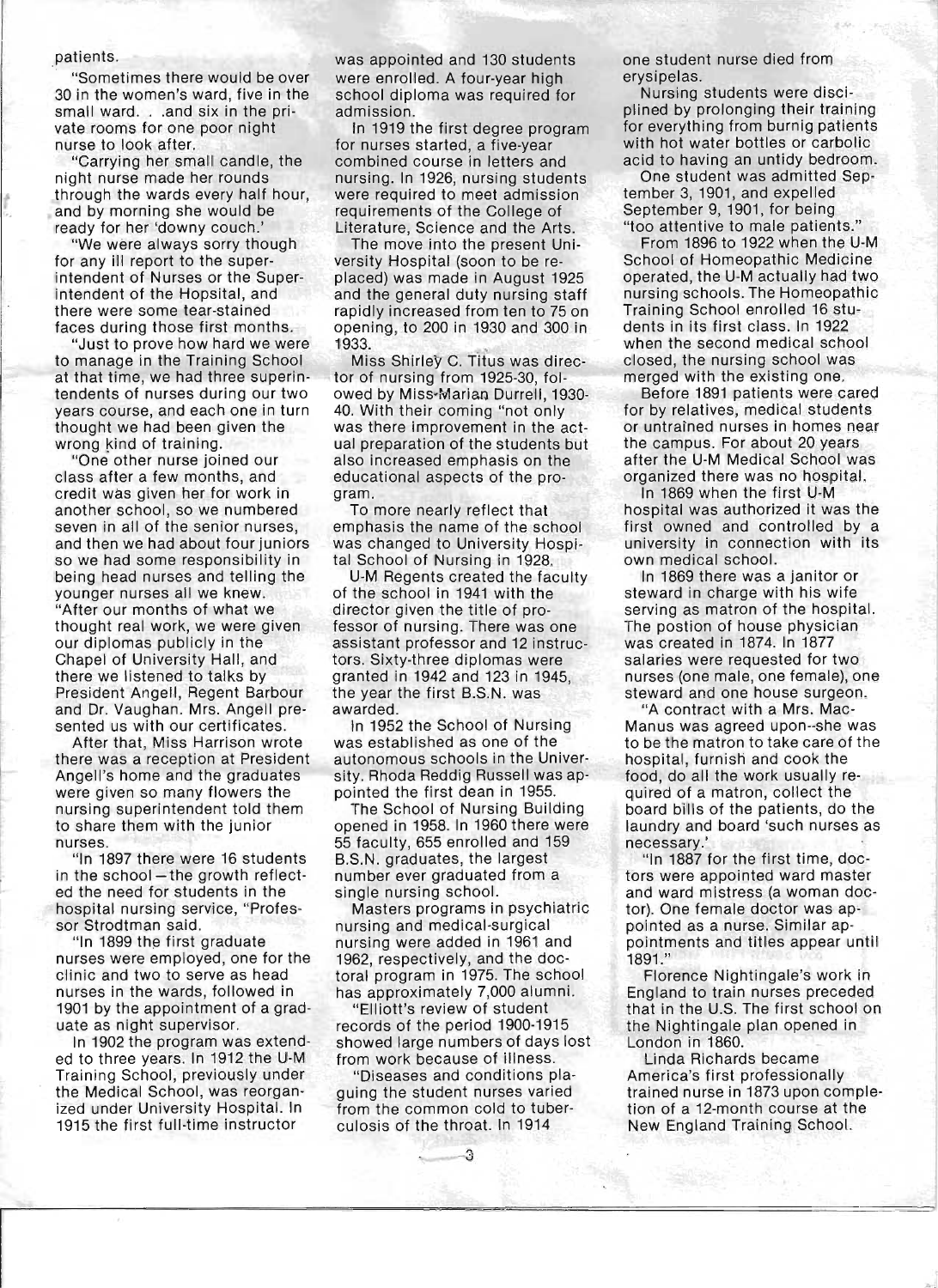patients.

"Sometimes there would be over 30 in the women's ward, five in the small ward. . .and six in the private rooms for one poor night nurse to look after.

"Carrying her small candle, the night nurse made her rounds through the wards every half hour, and by morning she would be ready for her 'downy couch.'

"We were always sorry though for any ill report to the superintendent of Nurses or the Superintendent of the Hopsital, and there were some tear-stained faces during those first months.

"Just to prove how hard we were to manage in the Training School at that time, we had three superintendents of nurses during our two years course, and each one in turn thought we had been given the wrong kind of training.

"One other nurse joined our class after a few months, and credit was given her for work in another school, so we numbered seven in all of the senior nurses, and then we had about four juniors so we had some responsibility in being head nurses and telling the younger nurses all we knew. "After our months of what we thought real work, we were given our diplomas publicly in the Chapel of University Hall, and there we listened to talks by President Angell, Regent Barbour and Dr. Vaughan. Mrs. Angell presented us with our certificates.

After that, Miss Harrison wrote there was a reception at President Angell's home and the graduates were given so many flowers the nursing superintendent told them to share them with the junior nurses.

"In 1897 there were 16 students in the school—the growth reflected the need for students in the hospital nursing service, "Professor Strodtman said.

"In 1899 the first graduate nurses were employed, one for the clinic and two to serve as head nurses in the wards, followed in 1901 by the appointment of a graduate as night supervisor.

In 1902 the program was extended to three years. In 1912 the U-M Training School, previously under the Medical School, was reorganized under University Hospital. In 1915 the first full-time instructor was appointed and 130 students were enrolled. A four-year high school diploma was required for admission.

In 1919 the first degree program for nurses started, a five-year combined course in letters and nursing. In 1926, nursing students were required to meet admission requirements of the College of Literature, Science and the Arts.

The move into the present University Hospital (soon to be replaced) was made in August 1925 and the general duty nursing staff rapidly increased from ten to 75 on opening, to 200 in 1930 and 300 in 1933.

Miss Shirley C. Titus was director of nursing from 1925-30, followed by Miss Marian Durrell, 1930-40. With their coming "not only was there improvement in the actual preparation of the students but also increased emphasis on the educational aspects of the program.

To more nearly reflect that emphasis the name of the school was changed to University Hospital School of Nursing in 1928.

U-M Regents created the faculty of the school in 1941 with the director given the title of professor of nursing. There was one assistant professor and 12 instructors. Sixty-three diplomas were granted in 1942 and 123 in 1945, the year the first B.S.N. was awarded.

In 1952 the School of Nursing was established as one of the autonomous schools in the University. Rhoda Reddig Russell was appointed the first dean in 1955.

The School of Nursing Building opened in 1958. In 1960 there were 55 faculty, 655 enrolled and 159 B.S.N. graduates, the largest number ever graduated from a single nursing school.

Masters programs in psychiatric nursing and medical-surgical nursing were added in 1961 and 1962, respectively, and the doctoral program in 1975. The school has approximately 7,000 alumni.

"Elliott's review of student records of the period 1900-1915 showed large numbers of days lost from work because of illness.

"Diseases and conditions plaguing the student nurses varied from the common cold to tuberculosis of the throat. In 1914 one student nurse died from erysipelas.

Nursing students were disciplined by prolonging their training for everything from burnig patients with hot water bottles or carbolic acid to having an untidy bedroom.

One student was admitted September 3, 1901, and expelled September 9, 1901, for being "too attentive to male patients."

From 1896 to 1922 when the U-M School of Homeopathic Medicine operated, the U-M actually had two nursing schools. The Homeopathic Training School enrolled 16 students in its first class. In 1922 when the second medical school closed, the nursing school was merged with the existing one.

Before 1891 patients were cared for by relatives, medical students or untrained nurses in homes near the campus. For about 20 years after the U-M Medical School was organized there was no hospital.

In 1869 when the first U-M hospital was authorized it was the first owned and controlled by a university in connection with its own medical school.

In 1869 there was a janitor or steward in charge with his wife serving as matron of the hospital. The postion of house physician was created in 1874. In 1877 salaries were requested for two nurses (one male, one female), one steward and one house surgeon.

"A contract with a Mrs. MacManus was agreed upon--she was to be the matron to take care of the hospital, furnish and cook the food, do all the work usually required of a matron, collect the board bills of the patients, do the laundry and board 'such nurses as necessary.'

"In 1887 for the first time, doctors were appointed ward master and ward mistress (a woman doctor). One female doctor was appointed as a nurse. Similar appointments and titles appear until 1891."

Florence Nightingale's work in England to train nurses preceded that in the U.S. The first school on the Nightingale plan opened in London in 1860.

Linda Richards became America's first professionally trained nurse in 1873 upon completion of a 12-month course at the New England Training School.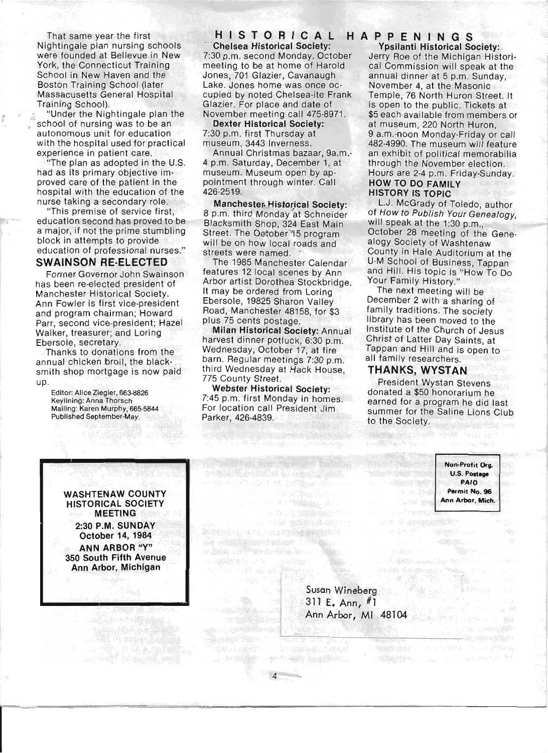That same year the first Nightingale plan nursing schools were founded at Bellevue in New York, the Connecticut Training School in New Haven and the Boston Training School (later Massacusetts General Hospital Training School).

"Under the Nightingale plan the school of nursing was to be an autonomous unit for education with the hospital used for practical experience in patient care.

"The plan as adopted in the U.S. had as its primary objective improved care of the patient in the hospital with the education of the nurse taking a secondary role.

"This premise of service first, education second has proved to be a major, if not the prime stumbling block in attempts to provide education of professional nurses."

## SWAINSON RE-ELECTED

Former Governor John Swainson has been re-elected president of Manchester Historical Society. Ann Fowler is first vice-president and program chairman; Howard Parr, second vice-president; Hazel Walker, treasurer; and Loring Ebersole, secretary.

Thanks to donations from the annual chicken broil, the blacksmith shop mortgage is now paid up.

Editor: Alice Ziegler, 663-8826
Keylining: Anna Thorsch
Mailing: Karen Murphy, 665-5844
Published September-May.

## HISTORICAL HAPPENINGS

**Chelsea Historical Society:** 7:30 p.m. second Monday. October meeting to be at home of Harold Jones, 701 Glazier, Cavanaugh Lake. Jones home was once occupied by noted Chelsea-ite Frank Glazier. For place and date of November meeting call 475-8971.

**Dexter Historical Society:** 7:30 p.m. first Thursday at museum, 3443 Inverness.

Annual Christmas bazaar, 9a.m.-4 p.m. Saturday, December 1, at museum. Museum open by appointment through winter. Call 426-2519.

**Manchester Historical Society:** 8 p.m. third Monday at Schneider Blacksmith Shop, 324 East Main Street. The October 15 program will be on how local roads and streets were named.

The 1985 Manchester Calendar features 12 local scenes by Ann Arbor artist Dorothea Stockbridge. It may be ordered from Loring Ebersole, 19825 Sharon Valley Road, Manchester 48158, for $3 plus 75 cents postage.

**Milan Historical Society:** Annual harvest dinner potluck, 6:30 p.m. Wednesday, October 17, at fire barn. Regular meetings 7:30 p.m. third Wednesday at Hack House, 775 County Street.

**Webster Historical Society:** 7:45 p.m. first Monday in homes. For location call President Jim Parker, 426-4839.

**Ypsilanti Historical Society:** Jerry Roe of the Michigan Historical Commission will speak at the annual dinner at 5 p.m. Sunday, November 4, at the Masonic Temple, 76 North Huron Street. It is open to the public. Tickets at $5 each available from members or at museum, 220 North Huron, 9 a.m.-noon Monday-Friday or call 482-4990. The museum will feature an exhibit of political memorabilia through the November election. Hours are 2-4 p.m. Friday-Sunday.

### HOW TO DO FAMILY HISTORY IS TOPIC

L.J. McGrady of Toledo, author of *How to Publish Your Genealogy*, will speak at the 1:30 p.m., October 28 meeting of the Genealogy Society of Washtenaw County in Hale Auditorium at the U-M School of Business, Tappan and Hill. His topic is "How To Do Your Family History."

The next meeting will be December 2 with a sharing of family traditions. The society library has been moved to the Institute of the Church of Jesus Christ of Latter Day Saints, at Tappan and Hill and is open to all family researchers.

## THANKS, WYSTAN

President Wystan Stevens donated a $50 honorarium he earned for a program he did last summer for the Saline Lions Club to the Society.

**WASHTENAW COUNTY HISTORICAL SOCIETY MEETING**

**2:30 P.M. SUNDAY**
**October 14, 1984**

**ANN ARBOR "Y"**
**350 South Fifth Avenue**
**Ann Arbor, Michigan**

Non-Profit Org.
U.S. Postage
PAID
Permit No. 96
Ann Arbor, Mich.

Susan Wineberg
311 E. Ann, #1
Ann Arbor, MI 48104